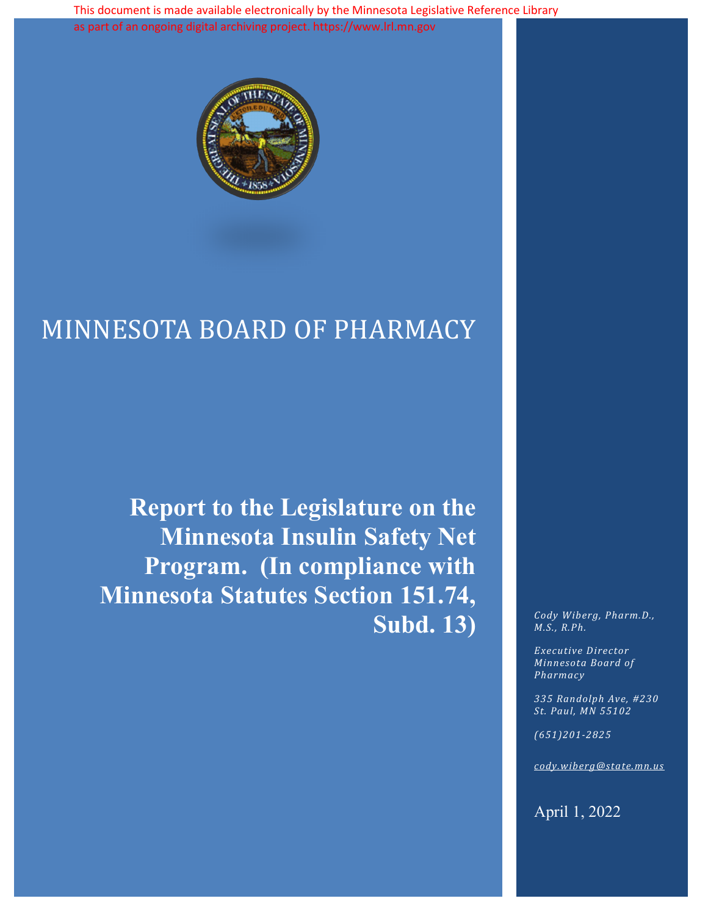This document is made available electronically by the Minnesota Legislative Reference Library as part of an ongoing digital archiving project. https://www.lrl.mn.gov

# MINNESOTA BOARD OF PHARMACY

## Report to the Legislature on the Minnesota Insulin Safety Net Program. (In compliance with Minnesota Statutes Section 151.74, Subd. 13)

*Cody Wiberg, Pharm.D., M.S., R.Ph.*

*Executive Director Minnesota Board of Pharmacy*

*335 Randolph Ave, #230*
*St. Paul, MN 55102*

*(651)201-2825*

*cody.wiberg@state.mn.us*

April 1, 2022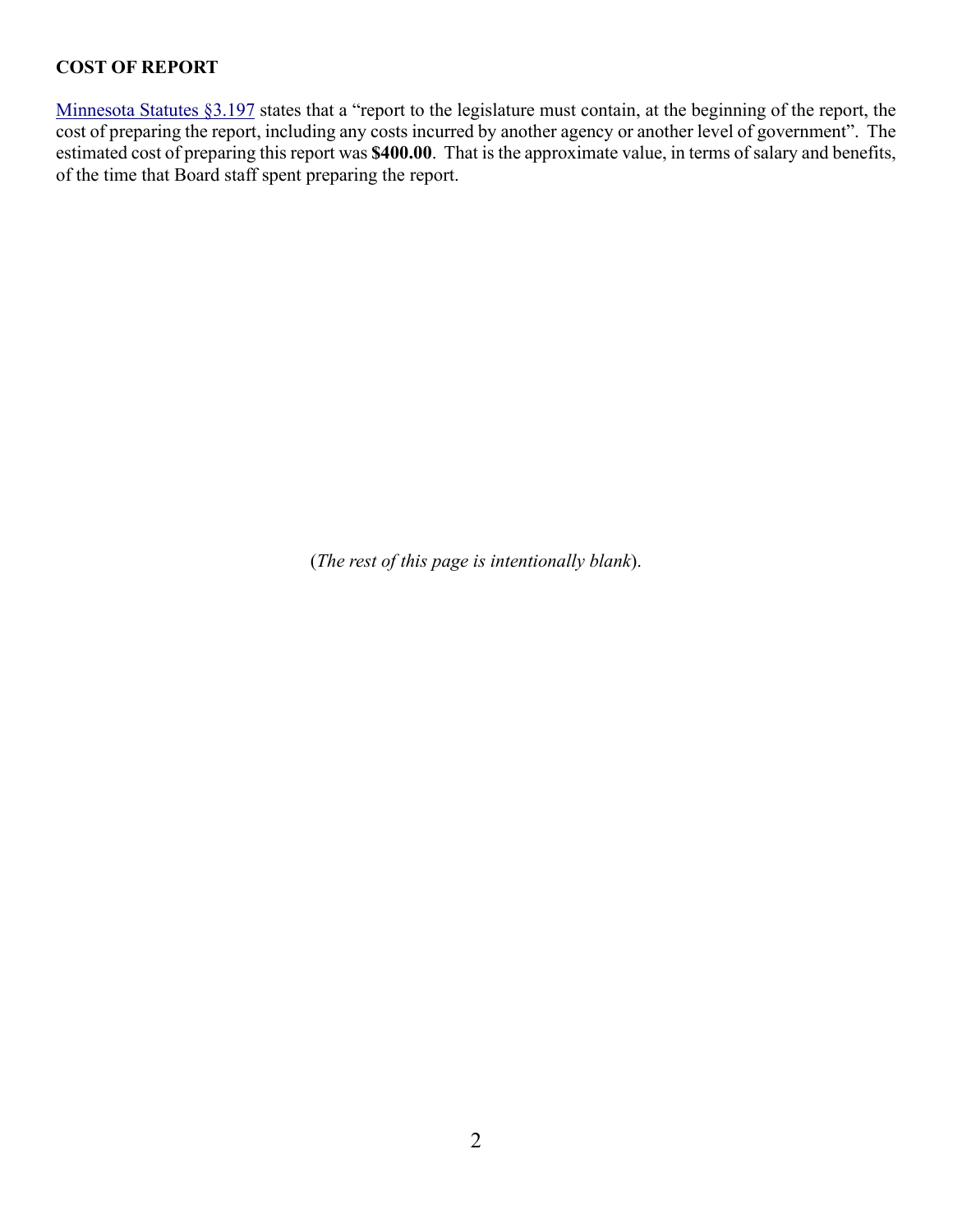## COST OF REPORT

[Minnesota Statutes §3.197](https://www.revisor.mn.gov/statutes/cite/3.197) states that a "report to the legislature must contain, at the beginning of the report, the cost of preparing the report, including any costs incurred by another agency or another level of government". The estimated cost of preparing this report was **$400.00**. That is the approximate value, in terms of salary and benefits, of the time that Board staff spent preparing the report.

(*The rest of this page is intentionally blank*).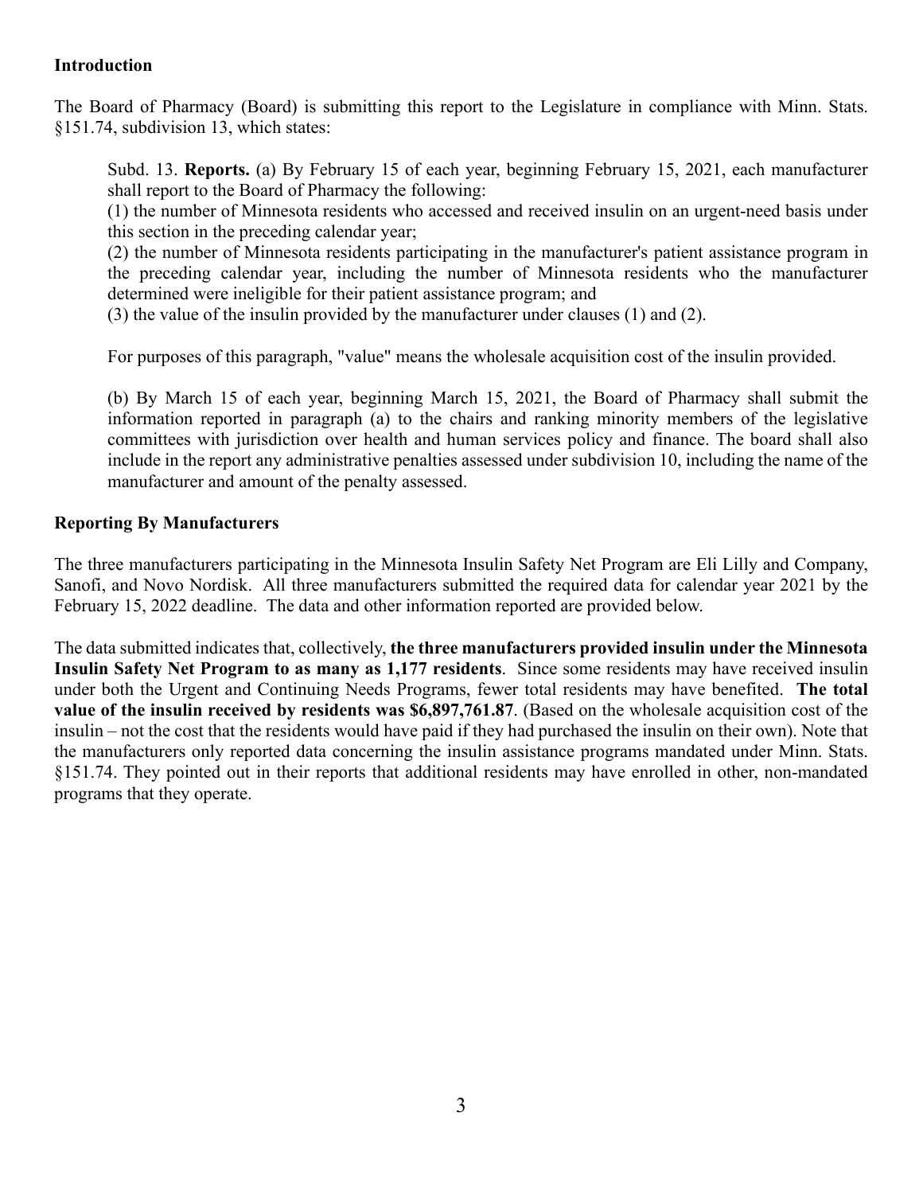## Introduction

The Board of Pharmacy (Board) is submitting this report to the Legislature in compliance with Minn. Stats. §151.74, subdivision 13, which states:

> Subd. 13. **Reports.** (a) By February 15 of each year, beginning February 15, 2021, each manufacturer shall report to the Board of Pharmacy the following:
>
> (1) the number of Minnesota residents who accessed and received insulin on an urgent-need basis under this section in the preceding calendar year;
>
> (2) the number of Minnesota residents participating in the manufacturer's patient assistance program in the preceding calendar year, including the number of Minnesota residents who the manufacturer determined were ineligible for their patient assistance program; and
>
> (3) the value of the insulin provided by the manufacturer under clauses (1) and (2).
>
> For purposes of this paragraph, "value" means the wholesale acquisition cost of the insulin provided.
>
> (b) By March 15 of each year, beginning March 15, 2021, the Board of Pharmacy shall submit the information reported in paragraph (a) to the chairs and ranking minority members of the legislative committees with jurisdiction over health and human services policy and finance. The board shall also include in the report any administrative penalties assessed under subdivision 10, including the name of the manufacturer and amount of the penalty assessed.

## Reporting By Manufacturers

The three manufacturers participating in the Minnesota Insulin Safety Net Program are Eli Lilly and Company, Sanofi, and Novo Nordisk. All three manufacturers submitted the required data for calendar year 2021 by the February 15, 2022 deadline. The data and other information reported are provided below.

The data submitted indicates that, collectively, **the three manufacturers provided insulin under the Minnesota Insulin Safety Net Program to as many as 1,177 residents**. Since some residents may have received insulin under both the Urgent and Continuing Needs Programs, fewer total residents may have benefited. **The total value of the insulin received by residents was $6,897,761.87**. (Based on the wholesale acquisition cost of the insulin – not the cost that the residents would have paid if they had purchased the insulin on their own). Note that the manufacturers only reported data concerning the insulin assistance programs mandated under Minn. Stats. §151.74. They pointed out in their reports that additional residents may have enrolled in other, non-mandated programs that they operate.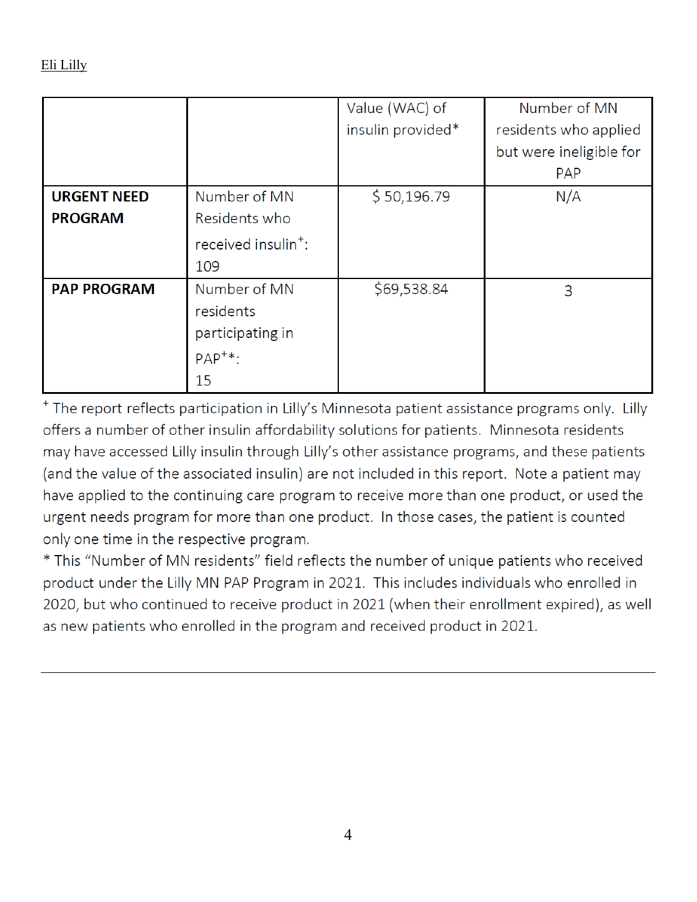Eli Lilly

| | | Value (WAC) of insulin provided* | Number of MN residents who applied but were ineligible for PAP |
|---|---|---|---|
| **URGENT NEED PROGRAM** | Number of MN Residents who received insulin+: 109 | $ 50,196.79 | N/A |
| **PAP PROGRAM** | Number of MN residents participating in PAP+*: 15 | $69,538.84 | 3 |

+ The report reflects participation in Lilly's Minnesota patient assistance programs only. Lilly offers a number of other insulin affordability solutions for patients. Minnesota residents may have accessed Lilly insulin through Lilly's other assistance programs, and these patients (and the value of the associated insulin) are not included in this report. Note a patient may have applied to the continuing care program to receive more than one product, or used the urgent needs program for more than one product. In those cases, the patient is counted only one time in the respective program.

* This "Number of MN residents" field reflects the number of unique patients who received product under the Lilly MN PAP Program in 2021. This includes individuals who enrolled in 2020, but who continued to receive product in 2021 (when their enrollment expired), as well as new patients who enrolled in the program and received product in 2021.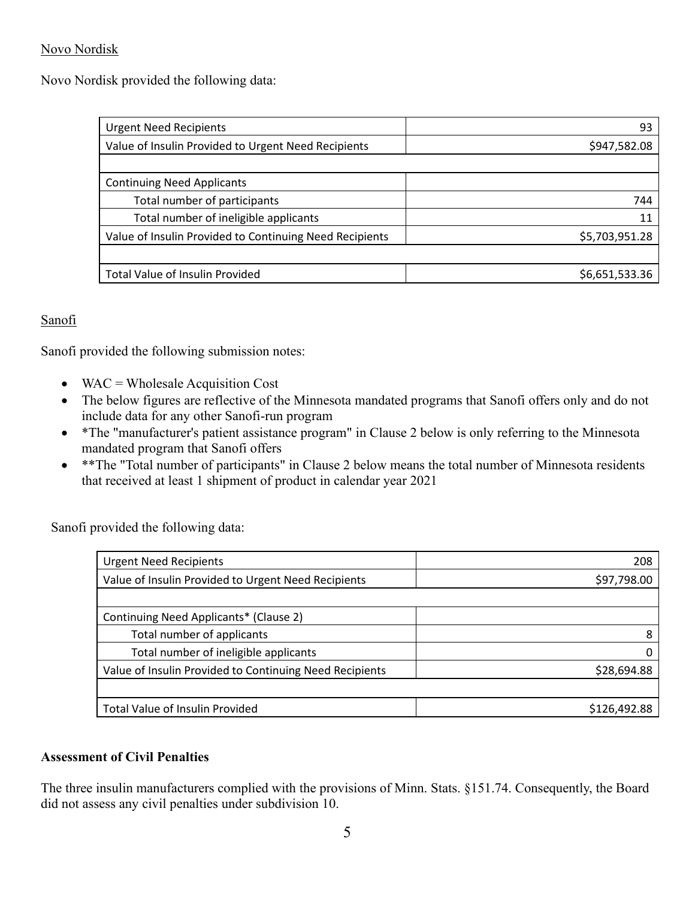Novo Nordisk

Novo Nordisk provided the following data:

| | |
|---|---|
| Urgent Need Recipients | 93 |
| Value of Insulin Provided to Urgent Need Recipients | $947,582.08 |
| | |
| Continuing Need Applicants | |
| Total number of participants | 744 |
| Total number of ineligible applicants | 11 |
| Value of Insulin Provided to Continuing Need Recipients | $5,703,951.28 |
| | |
| Total Value of Insulin Provided | $6,651,533.36 |

Sanofi

Sanofi provided the following submission notes:

- WAC = Wholesale Acquisition Cost
- The below figures are reflective of the Minnesota mandated programs that Sanofi offers only and do not include data for any other Sanofi-run program
- *The "manufacturer's patient assistance program" in Clause 2 below is only referring to the Minnesota mandated program that Sanofi offers
- **The "Total number of participants" in Clause 2 below means the total number of Minnesota residents that received at least 1 shipment of product in calendar year 2021

Sanofi provided the following data:

| | |
|---|---|
| Urgent Need Recipients | 208 |
| Value of Insulin Provided to Urgent Need Recipients | $97,798.00 |
| | |
| Continuing Need Applicants* (Clause 2) | |
| Total number of applicants | 8 |
| Total number of ineligible applicants | 0 |
| Value of Insulin Provided to Continuing Need Recipients | $28,694.88 |
| | |
| Total Value of Insulin Provided | $126,492.88 |

**Assessment of Civil Penalties**

The three insulin manufacturers complied with the provisions of Minn. Stats. §151.74. Consequently, the Board did not assess any civil penalties under subdivision 10.